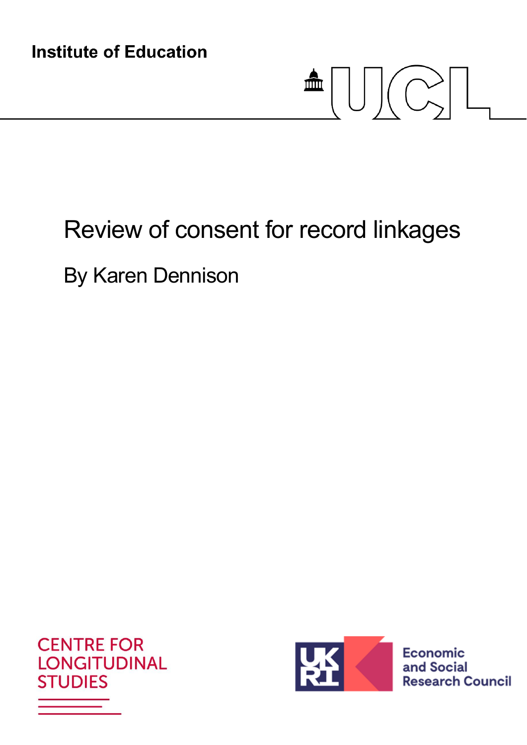Institute of Education

UCL

# Review of consent for record linkages

By Karen Dennison

CENTRE FOR LONGITUDINAL STUDIES

UKRI Economic and Social Research Council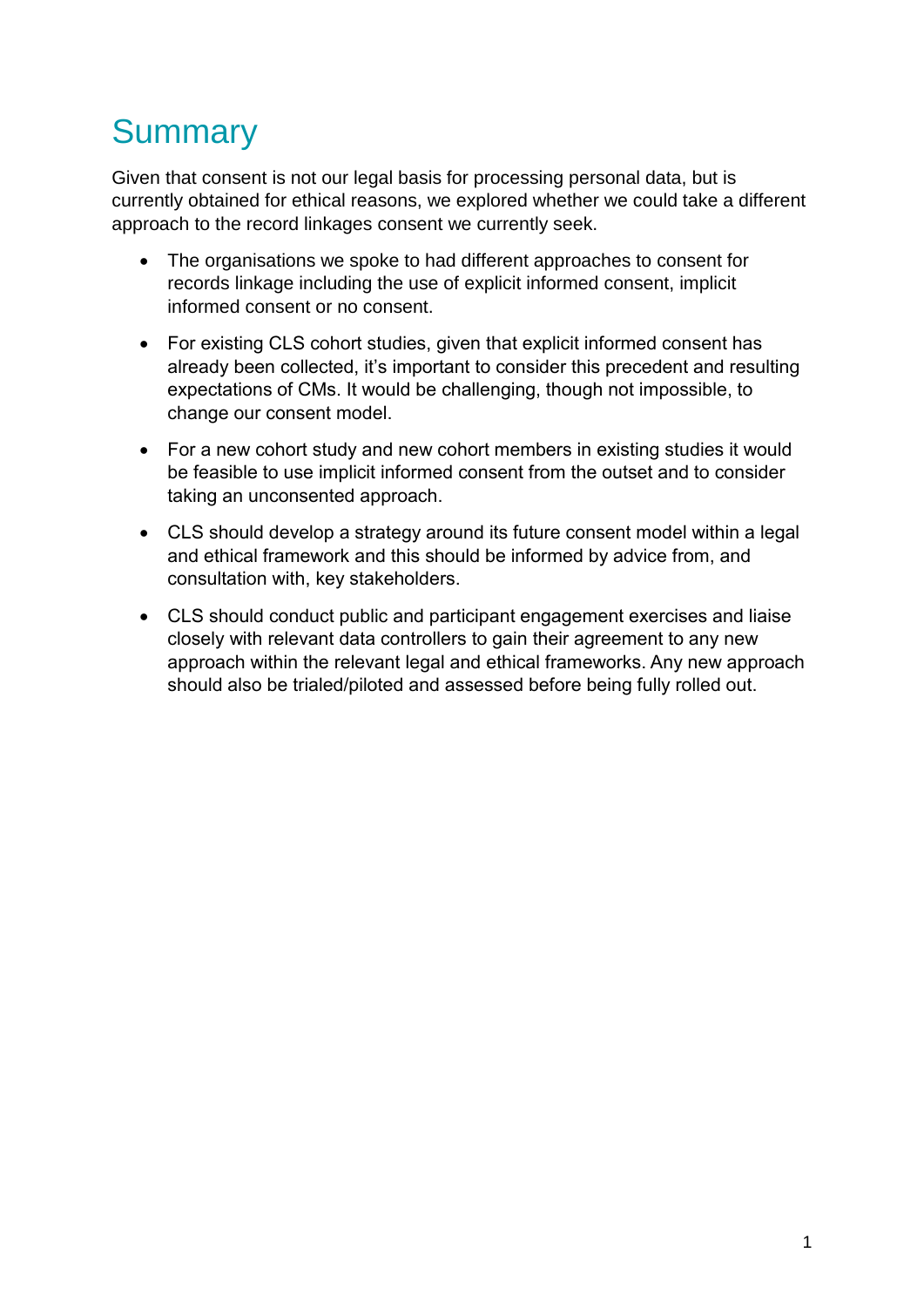# Summary

Given that consent is not our legal basis for processing personal data, but is currently obtained for ethical reasons, we explored whether we could take a different approach to the record linkages consent we currently seek.

- The organisations we spoke to had different approaches to consent for records linkage including the use of explicit informed consent, implicit informed consent or no consent.
- For existing CLS cohort studies, given that explicit informed consent has already been collected, it's important to consider this precedent and resulting expectations of CMs. It would be challenging, though not impossible, to change our consent model.
- For a new cohort study and new cohort members in existing studies it would be feasible to use implicit informed consent from the outset and to consider taking an unconsented approach.
- CLS should develop a strategy around its future consent model within a legal and ethical framework and this should be informed by advice from, and consultation with, key stakeholders.
- CLS should conduct public and participant engagement exercises and liaise closely with relevant data controllers to gain their agreement to any new approach within the relevant legal and ethical frameworks. Any new approach should also be trialed/piloted and assessed before being fully rolled out.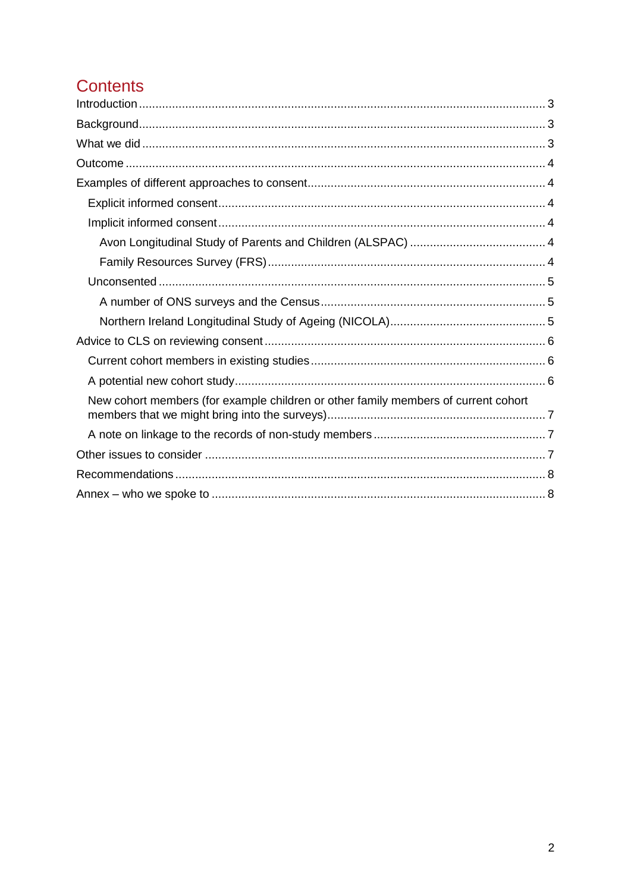# Contents

Introduction ........................................................................................................ 3

Background........................................................................................................ 3

What we did ........................................................................................................ 3

Outcome ............................................................................................................. 4

Examples of different approaches to consent...................................................... 4

- Explicit informed consent................................................................................ 4
- Implicit informed consent................................................................................ 4
  - Avon Longitudinal Study of Parents and Children (ALSPAC) ........................ 4
  - Family Resources Survey (FRS).................................................................. 4
- Unconsented .................................................................................................. 5
  - A number of ONS surveys and the Census................................................... 5
  - Northern Ireland Longitudinal Study of Ageing (NICOLA).............................. 5

Advice to CLS on reviewing consent .................................................................... 6

- Current cohort members in existing studies...................................................... 6
- A potential new cohort study............................................................................ 6
- New cohort members (for example children or other family members of current cohort members that we might bring into the surveys)................................................................ 7
- A note on linkage to the records of non-study members .................................... 7

Other issues to consider ...................................................................................... 7

Recommendations............................................................................................... 8

Annex – who we spoke to .................................................................................... 8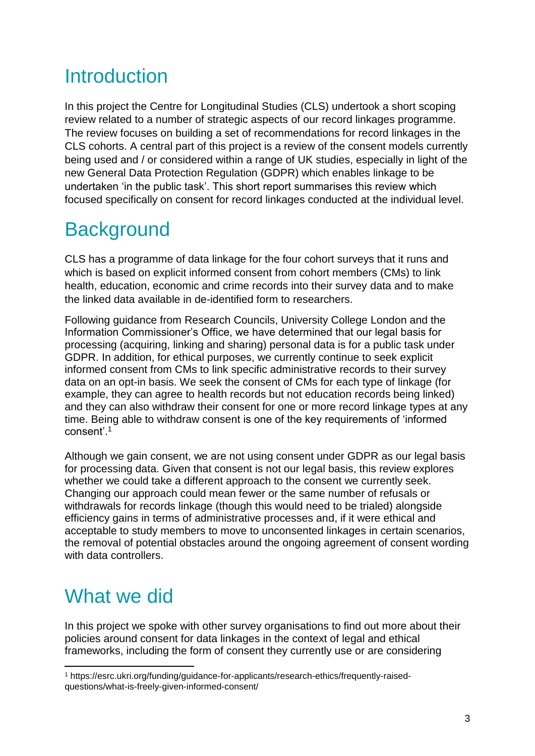# Introduction

In this project the Centre for Longitudinal Studies (CLS) undertook a short scoping review related to a number of strategic aspects of our record linkages programme. The review focuses on building a set of recommendations for record linkages in the CLS cohorts. A central part of this project is a review of the consent models currently being used and / or considered within a range of UK studies, especially in light of the new General Data Protection Regulation (GDPR) which enables linkage to be undertaken 'in the public task'. This short report summarises this review which focused specifically on consent for record linkages conducted at the individual level.

# Background

CLS has a programme of data linkage for the four cohort surveys that it runs and which is based on explicit informed consent from cohort members (CMs) to link health, education, economic and crime records into their survey data and to make the linked data available in de-identified form to researchers.

Following guidance from Research Councils, University College London and the Information Commissioner's Office, we have determined that our legal basis for processing (acquiring, linking and sharing) personal data is for a public task under GDPR. In addition, for ethical purposes, we currently continue to seek explicit informed consent from CMs to link specific administrative records to their survey data on an opt-in basis. We seek the consent of CMs for each type of linkage (for example, they can agree to health records but not education records being linked) and they can also withdraw their consent for one or more record linkage types at any time. Being able to withdraw consent is one of the key requirements of 'informed consent'.[1]

Although we gain consent, we are not using consent under GDPR as our legal basis for processing data. Given that consent is not our legal basis, this review explores whether we could take a different approach to the consent we currently seek. Changing our approach could mean fewer or the same number of refusals or withdrawals for records linkage (though this would need to be trialed) alongside efficiency gains in terms of administrative processes and, if it were ethical and acceptable to study members to move to unconsented linkages in certain scenarios, the removal of potential obstacles around the ongoing agreement of consent wording with data controllers.

# What we did

In this project we spoke with other survey organisations to find out more about their policies around consent for data linkages in the context of legal and ethical frameworks, including the form of consent they currently use or are considering

[1] https://esrc.ukri.org/funding/guidance-for-applicants/research-ethics/frequently-raised-questions/what-is-freely-given-informed-consent/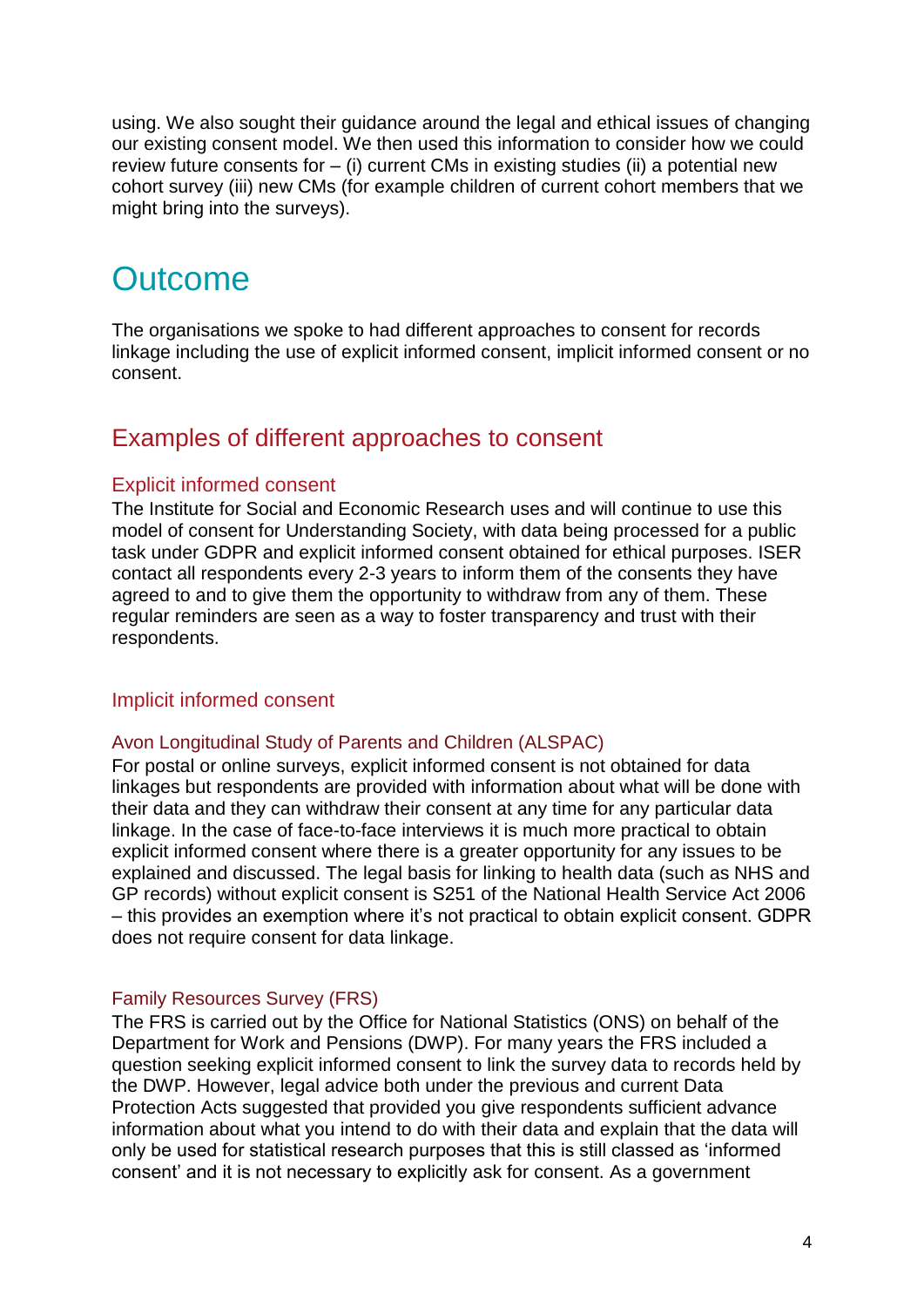using. We also sought their guidance around the legal and ethical issues of changing our existing consent model. We then used this information to consider how we could review future consents for – (i) current CMs in existing studies (ii) a potential new cohort survey (iii) new CMs (for example children of current cohort members that we might bring into the surveys).

# Outcome

The organisations we spoke to had different approaches to consent for records linkage including the use of explicit informed consent, implicit informed consent or no consent.

## Examples of different approaches to consent

### Explicit informed consent

The Institute for Social and Economic Research uses and will continue to use this model of consent for Understanding Society, with data being processed for a public task under GDPR and explicit informed consent obtained for ethical purposes. ISER contact all respondents every 2-3 years to inform them of the consents they have agreed to and to give them the opportunity to withdraw from any of them. These regular reminders are seen as a way to foster transparency and trust with their respondents.

### Implicit informed consent

#### Avon Longitudinal Study of Parents and Children (ALSPAC)

For postal or online surveys, explicit informed consent is not obtained for data linkages but respondents are provided with information about what will be done with their data and they can withdraw their consent at any time for any particular data linkage. In the case of face-to-face interviews it is much more practical to obtain explicit informed consent where there is a greater opportunity for any issues to be explained and discussed. The legal basis for linking to health data (such as NHS and GP records) without explicit consent is S251 of the National Health Service Act 2006 – this provides an exemption where it's not practical to obtain explicit consent. GDPR does not require consent for data linkage.

#### Family Resources Survey (FRS)

The FRS is carried out by the Office for National Statistics (ONS) on behalf of the Department for Work and Pensions (DWP). For many years the FRS included a question seeking explicit informed consent to link the survey data to records held by the DWP. However, legal advice both under the previous and current Data Protection Acts suggested that provided you give respondents sufficient advance information about what you intend to do with their data and explain that the data will only be used for statistical research purposes that this is still classed as 'informed consent' and it is not necessary to explicitly ask for consent. As a government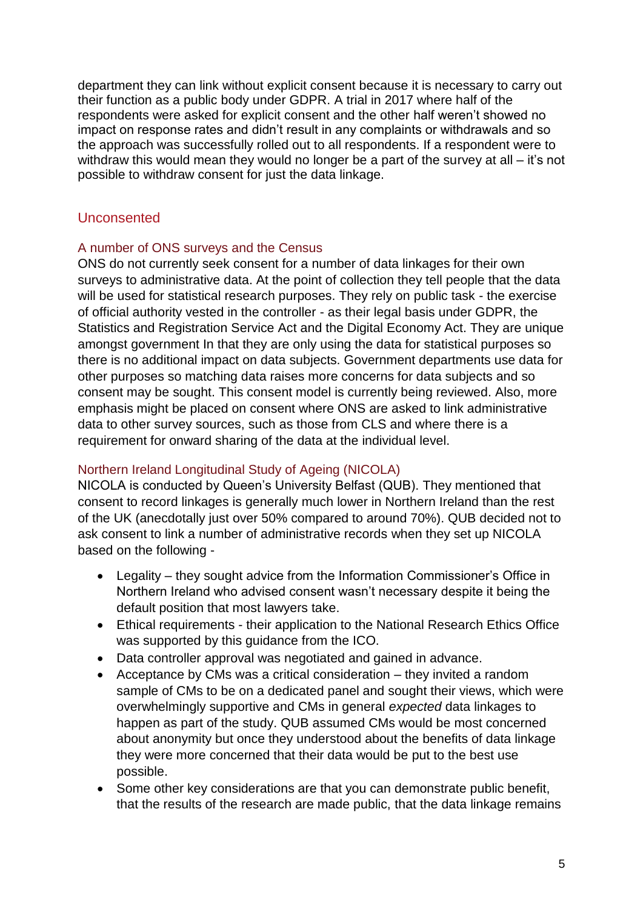department they can link without explicit consent because it is necessary to carry out their function as a public body under GDPR. A trial in 2017 where half of the respondents were asked for explicit consent and the other half weren't showed no impact on response rates and didn't result in any complaints or withdrawals and so the approach was successfully rolled out to all respondents. If a respondent were to withdraw this would mean they would no longer be a part of the survey at all – it's not possible to withdraw consent for just the data linkage.

## Unconsented

### A number of ONS surveys and the Census

ONS do not currently seek consent for a number of data linkages for their own surveys to administrative data. At the point of collection they tell people that the data will be used for statistical research purposes. They rely on public task - the exercise of official authority vested in the controller - as their legal basis under GDPR, the Statistics and Registration Service Act and the Digital Economy Act. They are unique amongst government In that they are only using the data for statistical purposes so there is no additional impact on data subjects. Government departments use data for other purposes so matching data raises more concerns for data subjects and so consent may be sought. This consent model is currently being reviewed. Also, more emphasis might be placed on consent where ONS are asked to link administrative data to other survey sources, such as those from CLS and where there is a requirement for onward sharing of the data at the individual level.

### Northern Ireland Longitudinal Study of Ageing (NICOLA)

NICOLA is conducted by Queen's University Belfast (QUB). They mentioned that consent to record linkages is generally much lower in Northern Ireland than the rest of the UK (anecdotally just over 50% compared to around 70%). QUB decided not to ask consent to link a number of administrative records when they set up NICOLA based on the following -

- Legality – they sought advice from the Information Commissioner's Office in Northern Ireland who advised consent wasn't necessary despite it being the default position that most lawyers take.
- Ethical requirements - their application to the National Research Ethics Office was supported by this guidance from the ICO.
- Data controller approval was negotiated and gained in advance.
- Acceptance by CMs was a critical consideration – they invited a random sample of CMs to be on a dedicated panel and sought their views, which were overwhelmingly supportive and CMs in general *expected* data linkages to happen as part of the study. QUB assumed CMs would be most concerned about anonymity but once they understood about the benefits of data linkage they were more concerned that their data would be put to the best use possible.
- Some other key considerations are that you can demonstrate public benefit, that the results of the research are made public, that the data linkage remains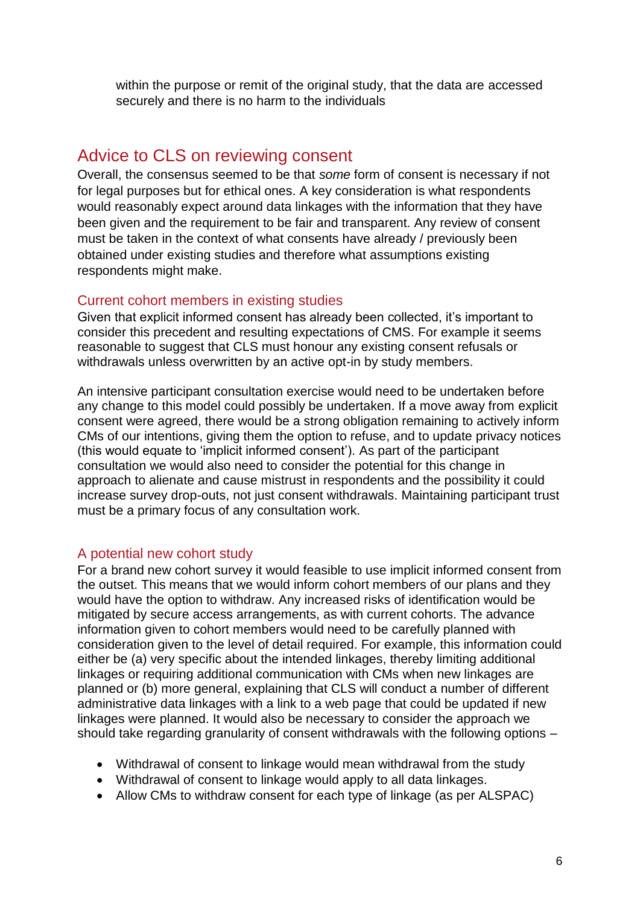within the purpose or remit of the original study, that the data are accessed securely and there is no harm to the individuals

## Advice to CLS on reviewing consent

Overall, the consensus seemed to be that *some* form of consent is necessary if not for legal purposes but for ethical ones. A key consideration is what respondents would reasonably expect around data linkages with the information that they have been given and the requirement to be fair and transparent. Any review of consent must be taken in the context of what consents have already / previously been obtained under existing studies and therefore what assumptions existing respondents might make.

### Current cohort members in existing studies

Given that explicit informed consent has already been collected, it's important to consider this precedent and resulting expectations of CMS. For example it seems reasonable to suggest that CLS must honour any existing consent refusals or withdrawals unless overwritten by an active opt-in by study members.

An intensive participant consultation exercise would need to be undertaken before any change to this model could possibly be undertaken. If a move away from explicit consent were agreed, there would be a strong obligation remaining to actively inform CMs of our intentions, giving them the option to refuse, and to update privacy notices (this would equate to 'implicit informed consent'). As part of the participant consultation we would also need to consider the potential for this change in approach to alienate and cause mistrust in respondents and the possibility it could increase survey drop-outs, not just consent withdrawals. Maintaining participant trust must be a primary focus of any consultation work.

### A potential new cohort study

For a brand new cohort survey it would feasible to use implicit informed consent from the outset. This means that we would inform cohort members of our plans and they would have the option to withdraw. Any increased risks of identification would be mitigated by secure access arrangements, as with current cohorts. The advance information given to cohort members would need to be carefully planned with consideration given to the level of detail required. For example, this information could either be (a) very specific about the intended linkages, thereby limiting additional linkages or requiring additional communication with CMs when new linkages are planned or (b) more general, explaining that CLS will conduct a number of different administrative data linkages with a link to a web page that could be updated if new linkages were planned. It would also be necessary to consider the approach we should take regarding granularity of consent withdrawals with the following options –

- Withdrawal of consent to linkage would mean withdrawal from the study
- Withdrawal of consent to linkage would apply to all data linkages.
- Allow CMs to withdraw consent for each type of linkage (as per ALSPAC)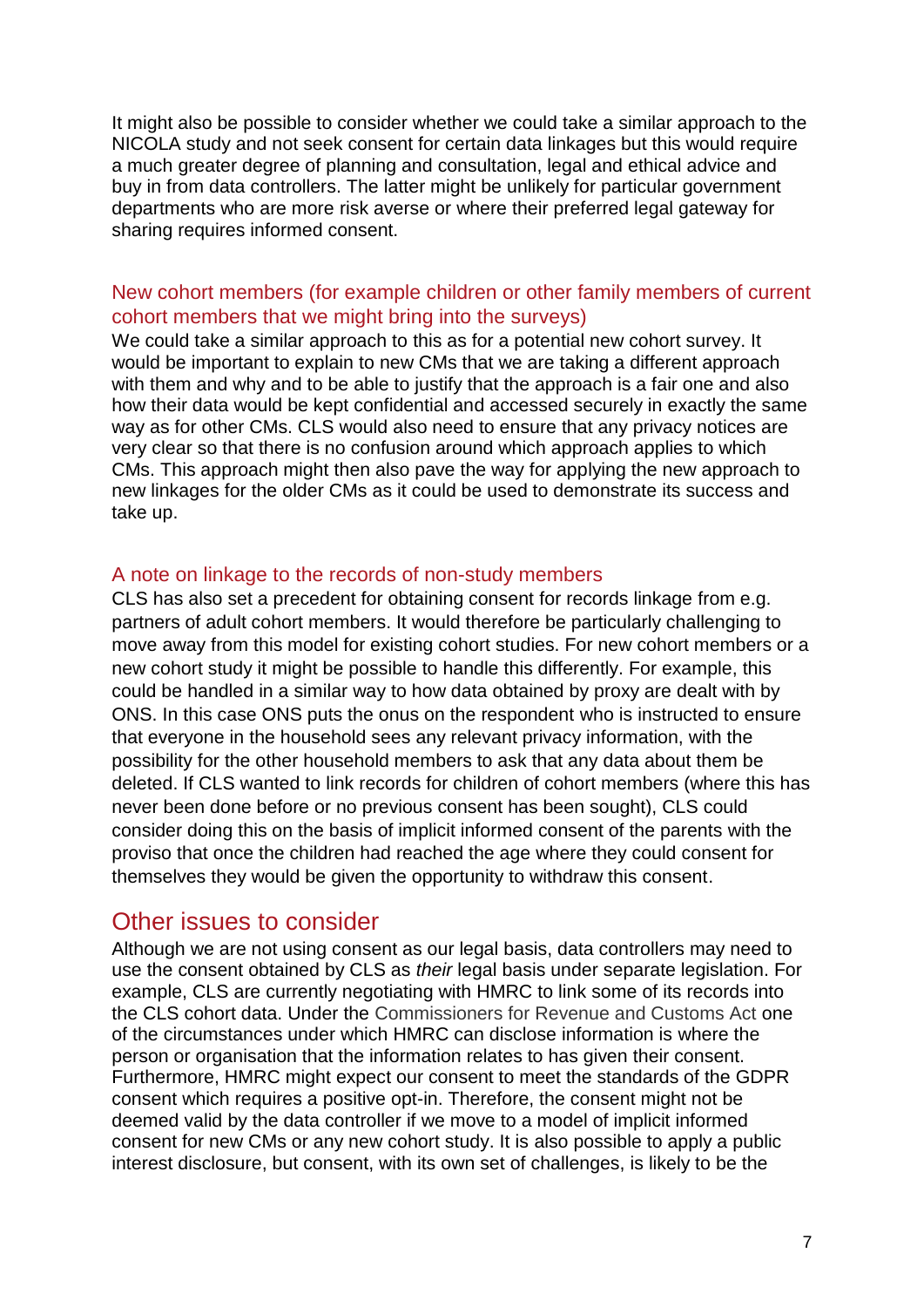It might also be possible to consider whether we could take a similar approach to the NICOLA study and not seek consent for certain data linkages but this would require a much greater degree of planning and consultation, legal and ethical advice and buy in from data controllers. The latter might be unlikely for particular government departments who are more risk averse or where their preferred legal gateway for sharing requires informed consent.

### New cohort members (for example children or other family members of current cohort members that we might bring into the surveys)

We could take a similar approach to this as for a potential new cohort survey. It would be important to explain to new CMs that we are taking a different approach with them and why and to be able to justify that the approach is a fair one and also how their data would be kept confidential and accessed securely in exactly the same way as for other CMs. CLS would also need to ensure that any privacy notices are very clear so that there is no confusion around which approach applies to which CMs. This approach might then also pave the way for applying the new approach to new linkages for the older CMs as it could be used to demonstrate its success and take up.

### A note on linkage to the records of non-study members

CLS has also set a precedent for obtaining consent for records linkage from e.g. partners of adult cohort members. It would therefore be particularly challenging to move away from this model for existing cohort studies. For new cohort members or a new cohort study it might be possible to handle this differently. For example, this could be handled in a similar way to how data obtained by proxy are dealt with by ONS. In this case ONS puts the onus on the respondent who is instructed to ensure that everyone in the household sees any relevant privacy information, with the possibility for the other household members to ask that any data about them be deleted. If CLS wanted to link records for children of cohort members (where this has never been done before or no previous consent has been sought), CLS could consider doing this on the basis of implicit informed consent of the parents with the proviso that once the children had reached the age where they could consent for themselves they would be given the opportunity to withdraw this consent.

## Other issues to consider

Although we are not using consent as our legal basis, data controllers may need to use the consent obtained by CLS as *their* legal basis under separate legislation. For example, CLS are currently negotiating with HMRC to link some of its records into the CLS cohort data. Under the Commissioners for Revenue and Customs Act one of the circumstances under which HMRC can disclose information is where the person or organisation that the information relates to has given their consent. Furthermore, HMRC might expect our consent to meet the standards of the GDPR consent which requires a positive opt-in. Therefore, the consent might not be deemed valid by the data controller if we move to a model of implicit informed consent for new CMs or any new cohort study. It is also possible to apply a public interest disclosure, but consent, with its own set of challenges, is likely to be the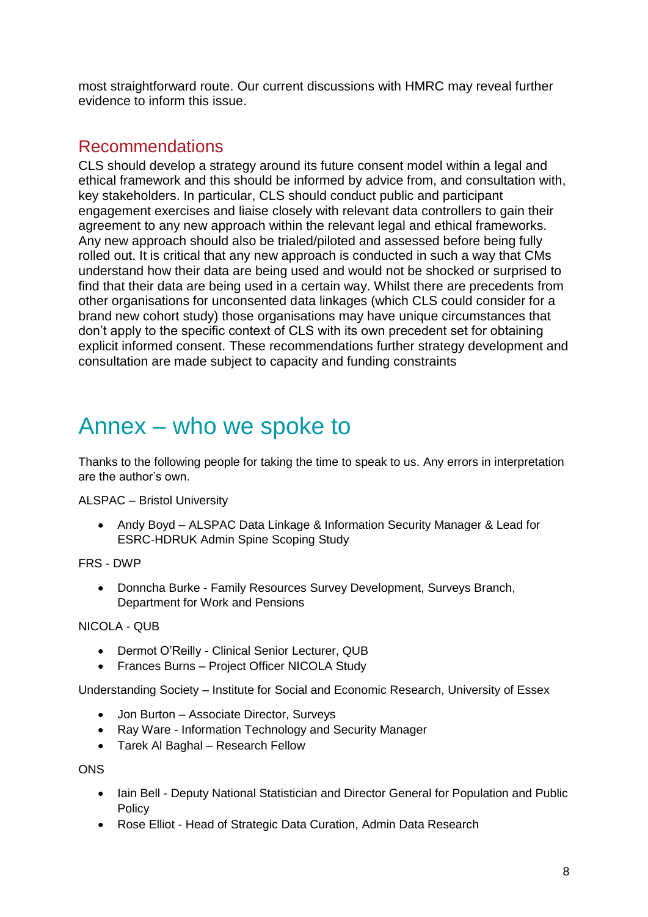most straightforward route. Our current discussions with HMRC may reveal further evidence to inform this issue.

## Recommendations

CLS should develop a strategy around its future consent model within a legal and ethical framework and this should be informed by advice from, and consultation with, key stakeholders. In particular, CLS should conduct public and participant engagement exercises and liaise closely with relevant data controllers to gain their agreement to any new approach within the relevant legal and ethical frameworks. Any new approach should also be trialed/piloted and assessed before being fully rolled out. It is critical that any new approach is conducted in such a way that CMs understand how their data are being used and would not be shocked or surprised to find that their data are being used in a certain way. Whilst there are precedents from other organisations for unconsented data linkages (which CLS could consider for a brand new cohort study) those organisations may have unique circumstances that don't apply to the specific context of CLS with its own precedent set for obtaining explicit informed consent. These recommendations further strategy development and consultation are made subject to capacity and funding constraints

# Annex – who we spoke to

Thanks to the following people for taking the time to speak to us. Any errors in interpretation are the author's own.

ALSPAC – Bristol University

- Andy Boyd – ALSPAC Data Linkage & Information Security Manager & Lead for ESRC-HDRUK Admin Spine Scoping Study

FRS - DWP

- Donncha Burke - Family Resources Survey Development, Surveys Branch, Department for Work and Pensions

NICOLA - QUB

- Dermot O'Reilly - Clinical Senior Lecturer, QUB
- Frances Burns – Project Officer NICOLA Study

Understanding Society – Institute for Social and Economic Research, University of Essex

- Jon Burton – Associate Director, Surveys
- Ray Ware - Information Technology and Security Manager
- Tarek Al Baghal – Research Fellow

ONS

- Iain Bell - Deputy National Statistician and Director General for Population and Public Policy
- Rose Elliot - Head of Strategic Data Curation, Admin Data Research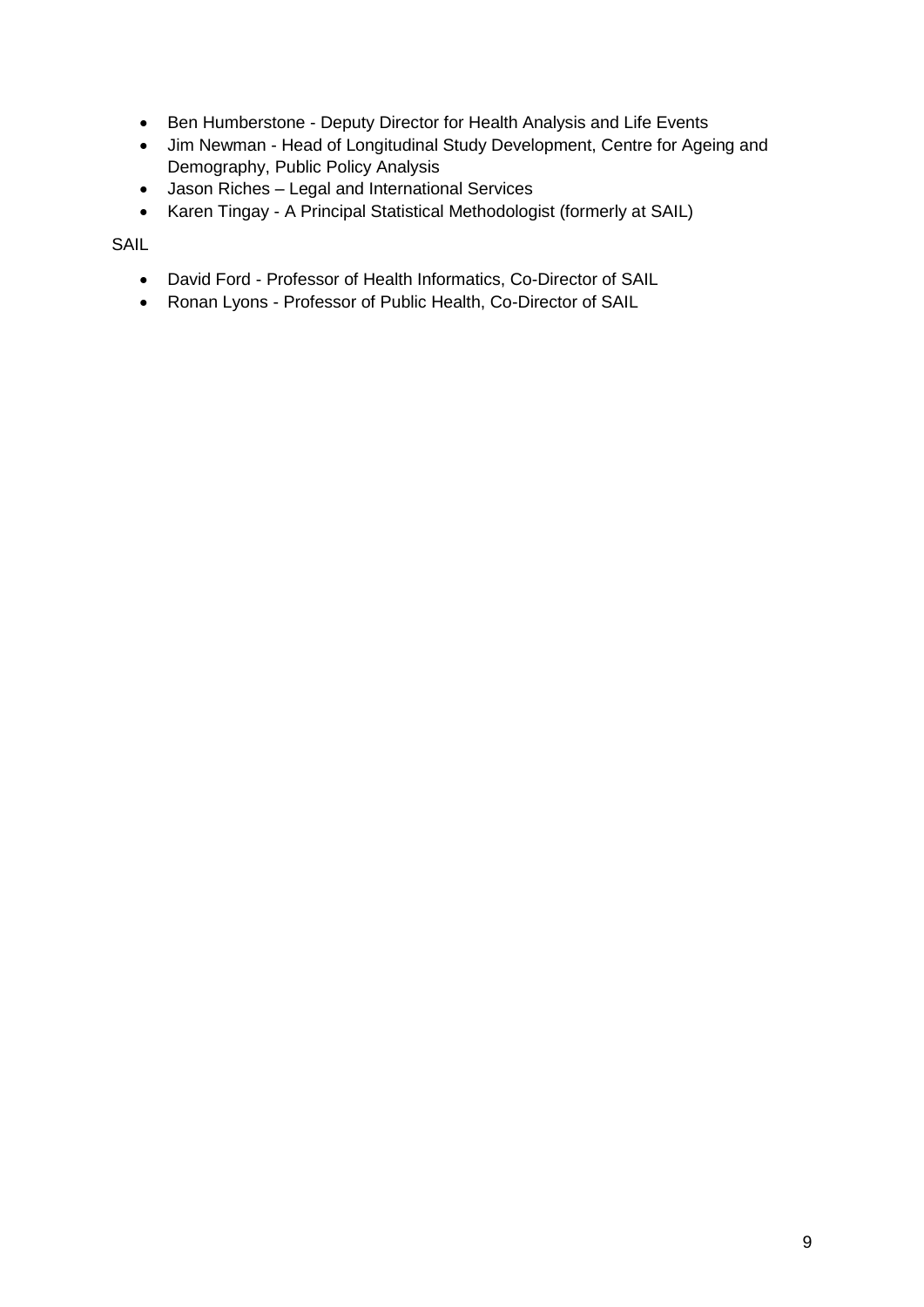- Ben Humberstone - Deputy Director for Health Analysis and Life Events
- Jim Newman - Head of Longitudinal Study Development, Centre for Ageing and Demography, Public Policy Analysis
- Jason Riches – Legal and International Services
- Karen Tingay - A Principal Statistical Methodologist (formerly at SAIL)

SAIL

- David Ford - Professor of Health Informatics, Co-Director of SAIL
- Ronan Lyons - Professor of Public Health, Co-Director of SAIL